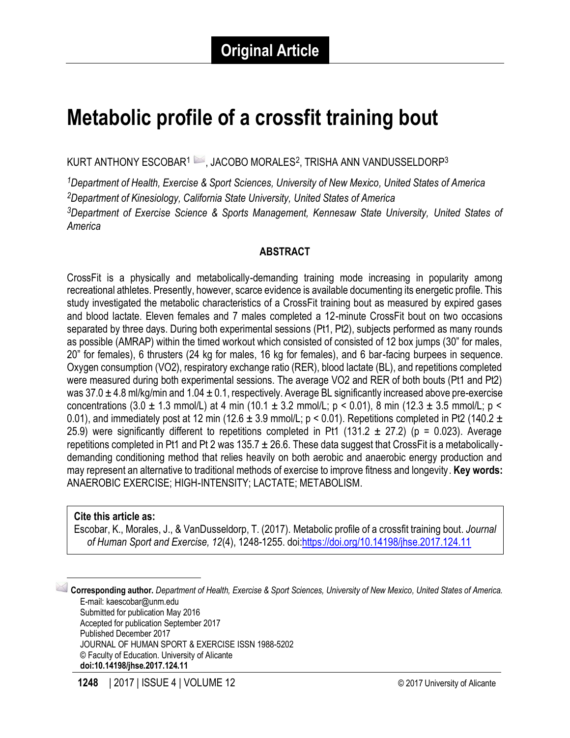**Original Article**

# Metabolic profile of a crossfit training bout

KURT ANTHONY ESCOBAR[1], JACOBO MORALES[2], TRISHA ANN VANDUSSELDORP[3]

[1]*Department of Health, Exercise & Sport Sciences, University of New Mexico, United States of America*
[2]*Department of Kinesiology, California State University, United States of America*
[3]*Department of Exercise Science & Sports Management, Kennesaw State University, United States of America*

## ABSTRACT

CrossFit is a physically and metabolically-demanding training mode increasing in popularity among recreational athletes. Presently, however, scarce evidence is available documenting its energetic profile. This study investigated the metabolic characteristics of a CrossFit training bout as measured by expired gases and blood lactate. Eleven females and 7 males completed a 12-minute CrossFit bout on two occasions separated by three days. During both experimental sessions (Pt1, Pt2), subjects performed as many rounds as possible (AMRAP) within the timed workout which consisted of consisted of 12 box jumps (30" for males, 20" for females), 6 thrusters (24 kg for males, 16 kg for females), and 6 bar-facing burpees in sequence. Oxygen consumption (VO2), respiratory exchange ratio (RER), blood lactate (BL), and repetitions completed were measured during both experimental sessions. The average VO2 and RER of both bouts (Pt1 and Pt2) was 37.0 ± 4.8 ml/kg/min and 1.04 ± 0.1, respectively. Average BL significantly increased above pre-exercise concentrations (3.0 ± 1.3 mmol/L) at 4 min (10.1 ± 3.2 mmol/L; $p < 0.01$), 8 min (12.3 ± 3.5 mmol/L; $p < 0.01$), and immediately post at 12 min (12.6 ± 3.9 mmol/L; $p < 0.01$). Repetitions completed in Pt2 (140.2 ± 25.9) were significantly different to repetitions completed in Pt1 (131.2 ± 27.2) ($p = 0.023$). Average repetitions completed in Pt1 and Pt 2 was 135.7 ± 26.6. These data suggest that CrossFit is a metabolically-demanding conditioning method that relies heavily on both aerobic and anaerobic energy production and may represent an alternative to traditional methods of exercise to improve fitness and longevity. **Key words:** ANAEROBIC EXERCISE; HIGH-INTENSITY; LACTATE; METABOLISM.

**Cite this article as:**
Escobar, K., Morales, J., & VanDusseldorp, T. (2017). Metabolic profile of a crossfit training bout. *Journal of Human Sport and Exercise, 12*(4), 1248-1255. doi:https://doi.org/10.14198/jhse.2017.124.11

---

**Corresponding author.** *Department of Health, Exercise & Sport Sciences, University of New Mexico, United States of America.*
E-mail: kaescobar@unm.edu
Submitted for publication May 2016
Accepted for publication September 2017
Published December 2017
JOURNAL OF HUMAN SPORT & EXERCISE ISSN 1988-5202
© Faculty of Education. University of Alicante
**doi:10.14198/jhse.2017.124.11**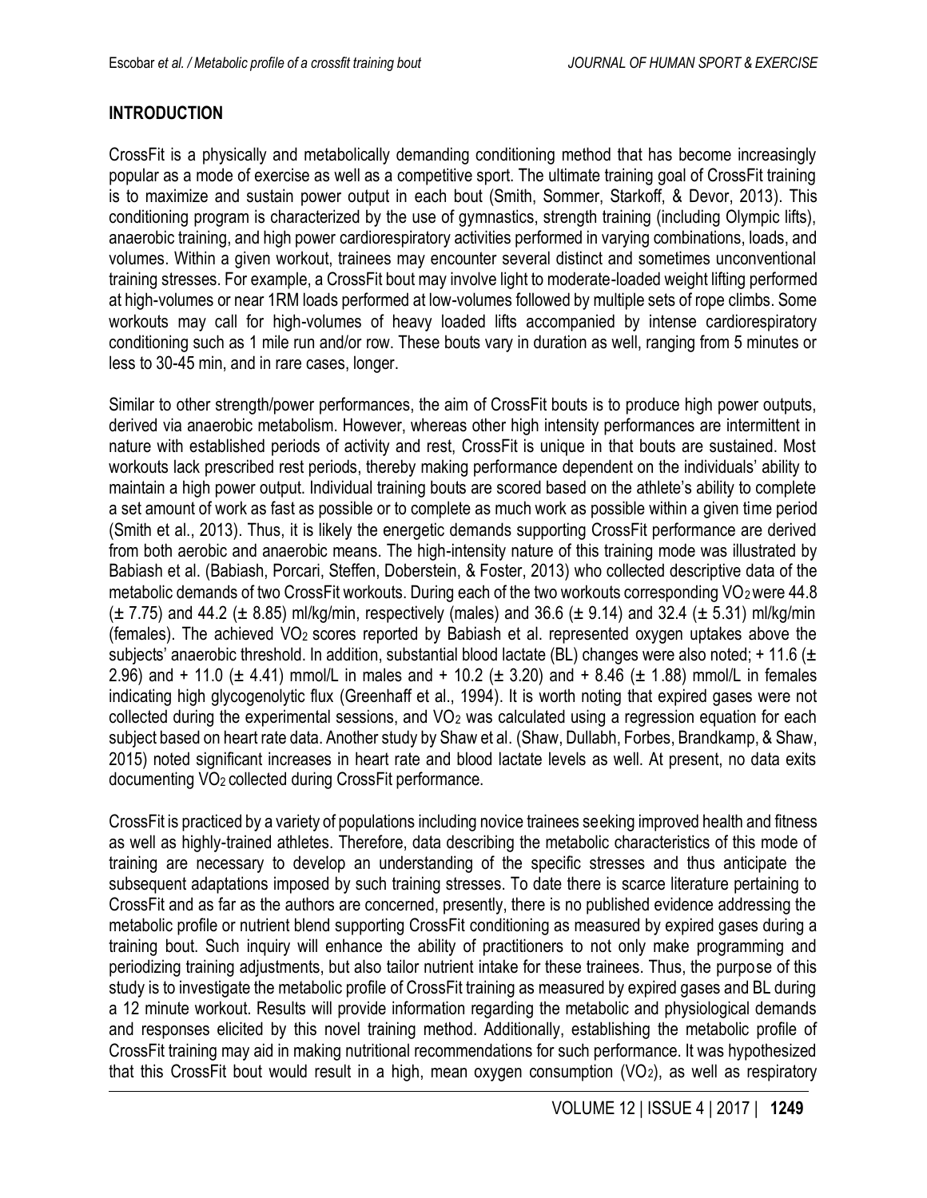## INTRODUCTION

CrossFit is a physically and metabolically demanding conditioning method that has become increasingly popular as a mode of exercise as well as a competitive sport. The ultimate training goal of CrossFit training is to maximize and sustain power output in each bout (Smith, Sommer, Starkoff, & Devor, 2013). This conditioning program is characterized by the use of gymnastics, strength training (including Olympic lifts), anaerobic training, and high power cardiorespiratory activities performed in varying combinations, loads, and volumes. Within a given workout, trainees may encounter several distinct and sometimes unconventional training stresses. For example, a CrossFit bout may involve light to moderate-loaded weight lifting performed at high-volumes or near 1RM loads performed at low-volumes followed by multiple sets of rope climbs. Some workouts may call for high-volumes of heavy loaded lifts accompanied by intense cardiorespiratory conditioning such as 1 mile run and/or row. These bouts vary in duration as well, ranging from 5 minutes or less to 30-45 min, and in rare cases, longer.

Similar to other strength/power performances, the aim of CrossFit bouts is to produce high power outputs, derived via anaerobic metabolism. However, whereas other high intensity performances are intermittent in nature with established periods of activity and rest, CrossFit is unique in that bouts are sustained. Most workouts lack prescribed rest periods, thereby making performance dependent on the individuals' ability to maintain a high power output. Individual training bouts are scored based on the athlete's ability to complete a set amount of work as fast as possible or to complete as much work as possible within a given time period (Smith et al., 2013). Thus, it is likely the energetic demands supporting CrossFit performance are derived from both aerobic and anaerobic means. The high-intensity nature of this training mode was illustrated by Babiash et al. (Babiash, Porcari, Steffen, Doberstein, & Foster, 2013) who collected descriptive data of the metabolic demands of two CrossFit workouts. During each of the two workouts corresponding $VO_2$ were 44.8 (± 7.75) and 44.2 (± 8.85) ml/kg/min, respectively (males) and 36.6 (± 9.14) and 32.4 (± 5.31) ml/kg/min (females). The achieved $VO_2$ scores reported by Babiash et al. represented oxygen uptakes above the subjects' anaerobic threshold. In addition, substantial blood lactate (BL) changes were also noted; + 11.6 (± 2.96) and + 11.0 (± 4.41) mmol/L in males and + 10.2 (± 3.20) and + 8.46 (± 1.88) mmol/L in females indicating high glycogenolytic flux (Greenhaff et al., 1994). It is worth noting that expired gases were not collected during the experimental sessions, and $VO_2$ was calculated using a regression equation for each subject based on heart rate data. Another study by Shaw et al. (Shaw, Dullabh, Forbes, Brandkamp, & Shaw, 2015) noted significant increases in heart rate and blood lactate levels as well. At present, no data exits documenting $VO_2$ collected during CrossFit performance.

CrossFit is practiced by a variety of populations including novice trainees seeking improved health and fitness as well as highly-trained athletes. Therefore, data describing the metabolic characteristics of this mode of training are necessary to develop an understanding of the specific stresses and thus anticipate the subsequent adaptations imposed by such training stresses. To date there is scarce literature pertaining to CrossFit and as far as the authors are concerned, presently, there is no published evidence addressing the metabolic profile or nutrient blend supporting CrossFit conditioning as measured by expired gases during a training bout. Such inquiry will enhance the ability of practitioners to not only make programming and periodizing training adjustments, but also tailor nutrient intake for these trainees. Thus, the purpose of this study is to investigate the metabolic profile of CrossFit training as measured by expired gases and BL during a 12 minute workout. Results will provide information regarding the metabolic and physiological demands and responses elicited by this novel training method. Additionally, establishing the metabolic profile of CrossFit training may aid in making nutritional recommendations for such performance. It was hypothesized that this CrossFit bout would result in a high, mean oxygen consumption ($VO_2$), as well as respiratory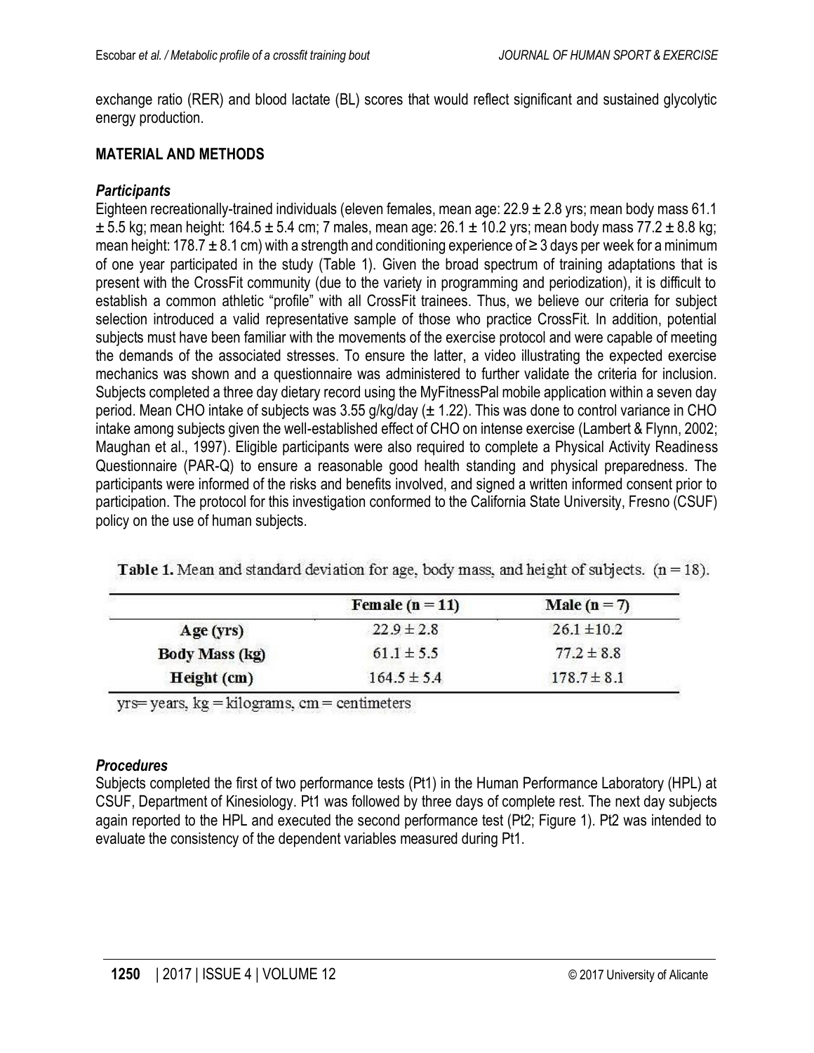exchange ratio (RER) and blood lactate (BL) scores that would reflect significant and sustained glycolytic energy production.

## MATERIAL AND METHODS

### *Participants*

Eighteen recreationally-trained individuals (eleven females, mean age: 22.9 ± 2.8 yrs; mean body mass 61.1 ± 5.5 kg; mean height: 164.5 ± 5.4 cm; 7 males, mean age: 26.1 ± 10.2 yrs; mean body mass 77.2 ± 8.8 kg; mean height: 178.7 ± 8.1 cm) with a strength and conditioning experience of ≥ 3 days per week for a minimum of one year participated in the study (Table 1). Given the broad spectrum of training adaptations that is present with the CrossFit community (due to the variety in programming and periodization), it is difficult to establish a common athletic "profile" with all CrossFit trainees. Thus, we believe our criteria for subject selection introduced a valid representative sample of those who practice CrossFit. In addition, potential subjects must have been familiar with the movements of the exercise protocol and were capable of meeting the demands of the associated stresses. To ensure the latter, a video illustrating the expected exercise mechanics was shown and a questionnaire was administered to further validate the criteria for inclusion. Subjects completed a three day dietary record using the MyFitnessPal mobile application within a seven day period. Mean CHO intake of subjects was 3.55 g/kg/day (± 1.22). This was done to control variance in CHO intake among subjects given the well-established effect of CHO on intense exercise (Lambert & Flynn, 2002; Maughan et al., 1997). Eligible participants were also required to complete a Physical Activity Readiness Questionnaire (PAR-Q) to ensure a reasonable good health standing and physical preparedness. The participants were informed of the risks and benefits involved, and signed a written informed consent prior to participation. The protocol for this investigation conformed to the California State University, Fresno (CSUF) policy on the use of human subjects.

**Table 1.** Mean and standard deviation for age, body mass, and height of subjects. (n = 18).

| | Female (n = 11) | Male (n = 7) |
|---|---|---|
| Age (yrs) | 22.9 ± 2.8 | 26.1 ±10.2 |
| Body Mass (kg) | 61.1 ± 5.5 | 77.2 ± 8.8 |
| Height (cm) | 164.5 ± 5.4 | 178.7 ± 8.1 |

yrs= years, kg = kilograms, cm = centimeters

### *Procedures*

Subjects completed the first of two performance tests (Pt1) in the Human Performance Laboratory (HPL) at CSUF, Department of Kinesiology. Pt1 was followed by three days of complete rest. The next day subjects again reported to the HPL and executed the second performance test (Pt2; Figure 1). Pt2 was intended to evaluate the consistency of the dependent variables measured during Pt1.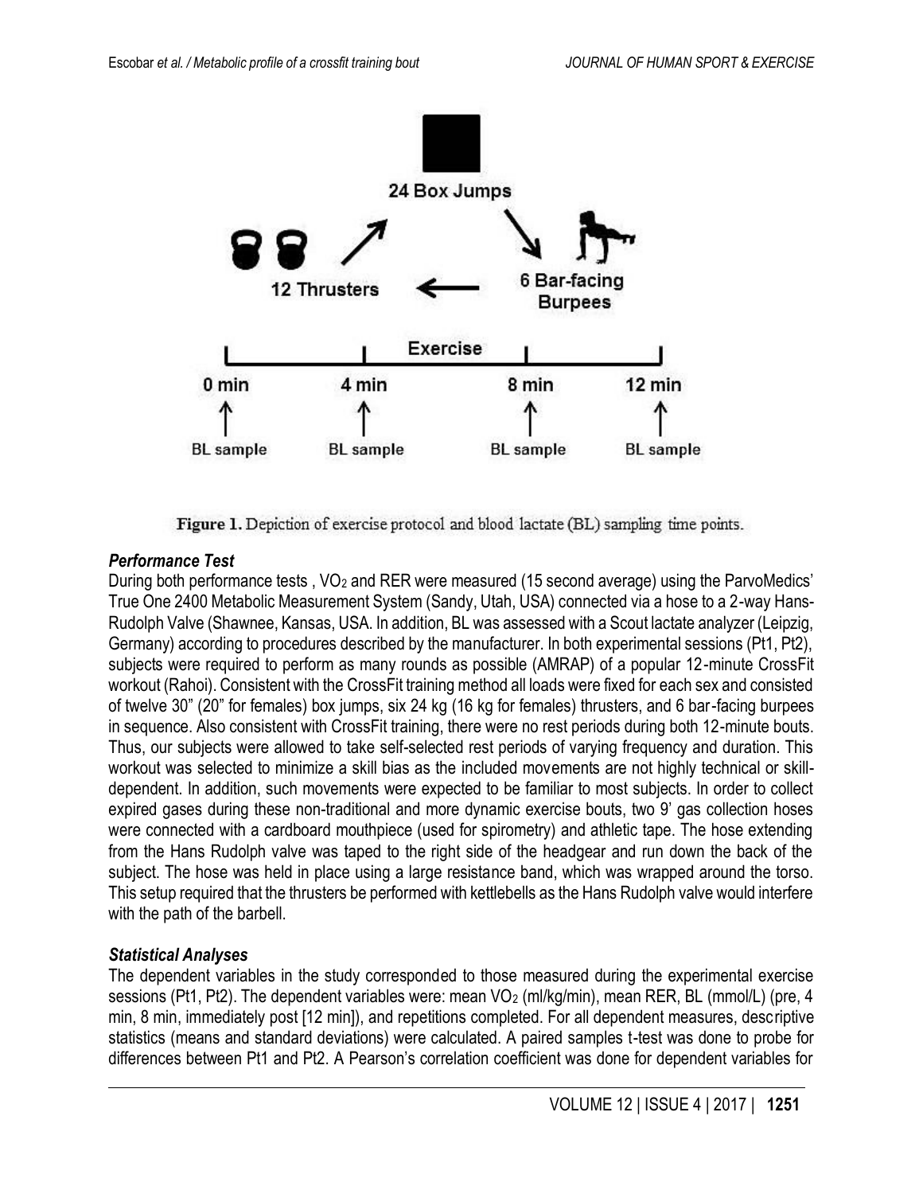Figure 1. Depiction of exercise protocol and blood lactate (BL) sampling time points.

### *Performance Test*

During both performance tests , $VO_2$ and RER were measured (15 second average) using the ParvoMedics' True One 2400 Metabolic Measurement System (Sandy, Utah, USA) connected via a hose to a 2-way Hans-Rudolph Valve (Shawnee, Kansas, USA. In addition, BL was assessed with a Scout lactate analyzer (Leipzig, Germany) according to procedures described by the manufacturer. In both experimental sessions (Pt1, Pt2), subjects were required to perform as many rounds as possible (AMRAP) of a popular 12-minute CrossFit workout (Rahoi). Consistent with the CrossFit training method all loads were fixed for each sex and consisted of twelve 30" (20" for females) box jumps, six 24 kg (16 kg for females) thrusters, and 6 bar-facing burpees in sequence. Also consistent with CrossFit training, there were no rest periods during both 12-minute bouts. Thus, our subjects were allowed to take self-selected rest periods of varying frequency and duration. This workout was selected to minimize a skill bias as the included movements are not highly technical or skill-dependent. In addition, such movements were expected to be familiar to most subjects. In order to collect expired gases during these non-traditional and more dynamic exercise bouts, two 9' gas collection hoses were connected with a cardboard mouthpiece (used for spirometry) and athletic tape. The hose extending from the Hans Rudolph valve was taped to the right side of the headgear and run down the back of the subject. The hose was held in place using a large resistance band, which was wrapped around the torso. This setup required that the thrusters be performed with kettlebells as the Hans Rudolph valve would interfere with the path of the barbell.

### *Statistical Analyses*

The dependent variables in the study corresponded to those measured during the experimental exercise sessions (Pt1, Pt2). The dependent variables were: mean $VO_2$ (ml/kg/min), mean RER, BL (mmol/L) (pre, 4 min, 8 min, immediately post [12 min]), and repetitions completed. For all dependent measures, descriptive statistics (means and standard deviations) were calculated. A paired samples t-test was done to probe for differences between Pt1 and Pt2. A Pearson's correlation coefficient was done for dependent variables for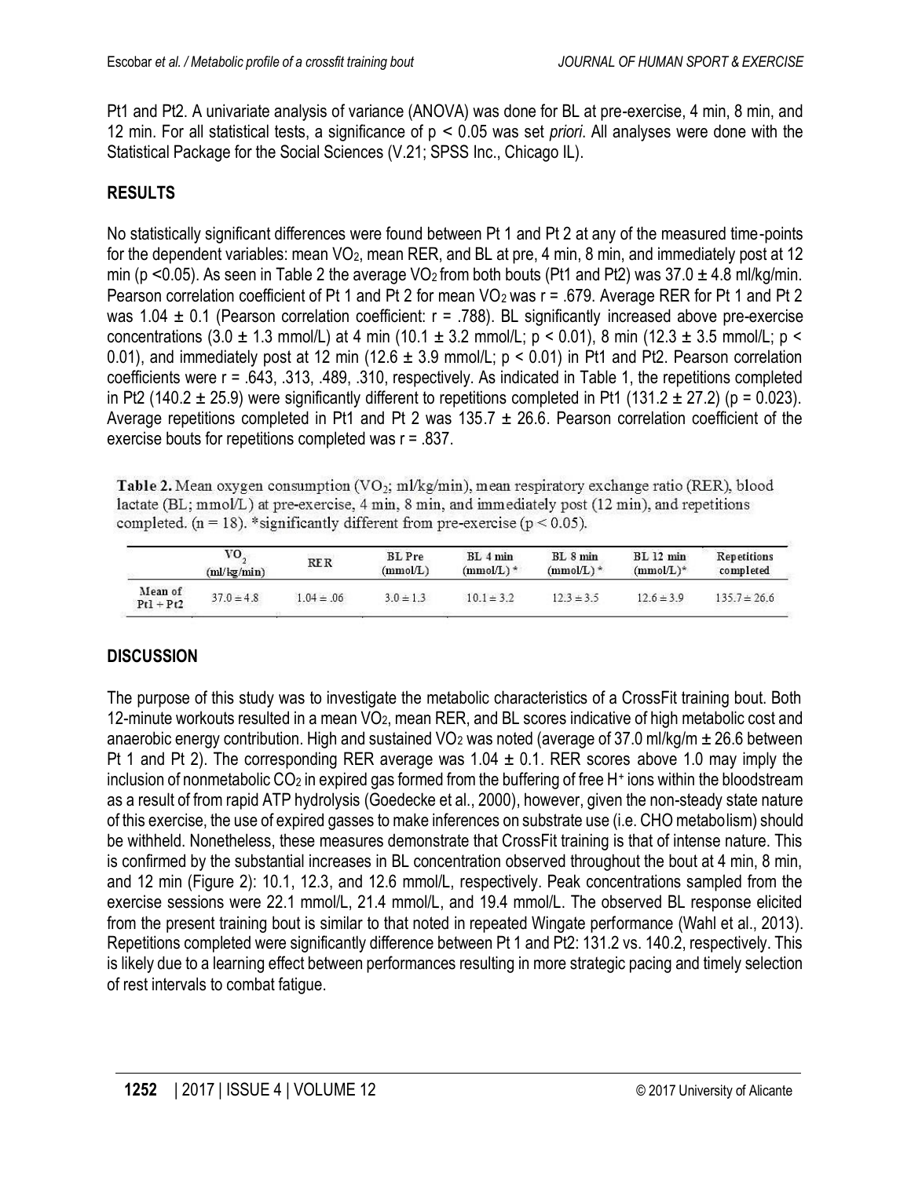Pt1 and Pt2. A univariate analysis of variance (ANOVA) was done for BL at pre-exercise, 4 min, 8 min, and 12 min. For all statistical tests, a significance of $p < 0.05$ was set *priori*. All analyses were done with the Statistical Package for the Social Sciences (V.21; SPSS Inc., Chicago IL).

## RESULTS

No statistically significant differences were found between Pt 1 and Pt 2 at any of the measured time-points for the dependent variables: mean $VO_2$, mean RER, and BL at pre, 4 min, 8 min, and immediately post at 12 min ($p < 0.05$). As seen in Table 2 the average $VO_2$ from both bouts (Pt1 and Pt2) was 37.0 ± 4.8 ml/kg/min. Pearson correlation coefficient of Pt 1 and Pt 2 for mean $VO_2$ was r = .679. Average RER for Pt 1 and Pt 2 was 1.04 ± 0.1 (Pearson correlation coefficient: r = .788). BL significantly increased above pre-exercise concentrations (3.0 ± 1.3 mmol/L) at 4 min (10.1 ± 3.2 mmol/L; $p < 0.01$), 8 min (12.3 ± 3.5 mmol/L; $p < 0.01$), and immediately post at 12 min (12.6 ± 3.9 mmol/L; $p < 0.01$) in Pt1 and Pt2. Pearson correlation coefficients were r = .643, .313, .489, .310, respectively. As indicated in Table 1, the repetitions completed in Pt2 (140.2 ± 25.9) were significantly different to repetitions completed in Pt1 (131.2 ± 27.2) ($p = 0.023$). Average repetitions completed in Pt1 and Pt 2 was 135.7 ± 26.6. Pearson correlation coefficient of the exercise bouts for repetitions completed was r = .837.

**Table 2.** Mean oxygen consumption ($VO_2$; ml/kg/min), mean respiratory exchange ratio (RER), blood lactate (BL; mmol/L) at pre-exercise, 4 min, 8 min, and immediately post (12 min), and repetitions completed. (n = 18). *significantly different from pre-exercise ($p < 0.05$).

| | $VO_2$ (ml/kg/min) | RER | BL Pre (mmol/L) | BL 4 min (mmol/L) * | BL 8 min (mmol/L) * | BL 12 min (mmol/L)* | Repetitions completed |
|---|---|---|---|---|---|---|---|
| Mean of Pt1 + Pt2 | 37.0 ± 4.8 | 1.04 ± .06 | 3.0 ± 1.3 | 10.1 ± 3.2 | 12.3 ± 3.5 | 12.6 ± 3.9 | 135.7 ± 26.6 |

## DISCUSSION

The purpose of this study was to investigate the metabolic characteristics of a CrossFit training bout. Both 12-minute workouts resulted in a mean $VO_2$, mean RER, and BL scores indicative of high metabolic cost and anaerobic energy contribution. High and sustained $VO_2$ was noted (average of 37.0 ml/kg/m ± 26.6 between Pt 1 and Pt 2). The corresponding RER average was 1.04 ± 0.1. RER scores above 1.0 may imply the inclusion of nonmetabolic $CO_2$ in expired gas formed from the buffering of free $H^+$ ions within the bloodstream as a result of from rapid ATP hydrolysis (Goedecke et al., 2000), however, given the non-steady state nature of this exercise, the use of expired gasses to make inferences on substrate use (i.e. CHO metabolism) should be withheld. Nonetheless, these measures demonstrate that CrossFit training is that of intense nature. This is confirmed by the substantial increases in BL concentration observed throughout the bout at 4 min, 8 min, and 12 min (Figure 2): 10.1, 12.3, and 12.6 mmol/L, respectively. Peak concentrations sampled from the exercise sessions were 22.1 mmol/L, 21.4 mmol/L, and 19.4 mmol/L. The observed BL response elicited from the present training bout is similar to that noted in repeated Wingate performance (Wahl et al., 2013). Repetitions completed were significantly difference between Pt 1 and Pt2: 131.2 vs. 140.2, respectively. This is likely due to a learning effect between performances resulting in more strategic pacing and timely selection of rest intervals to combat fatigue.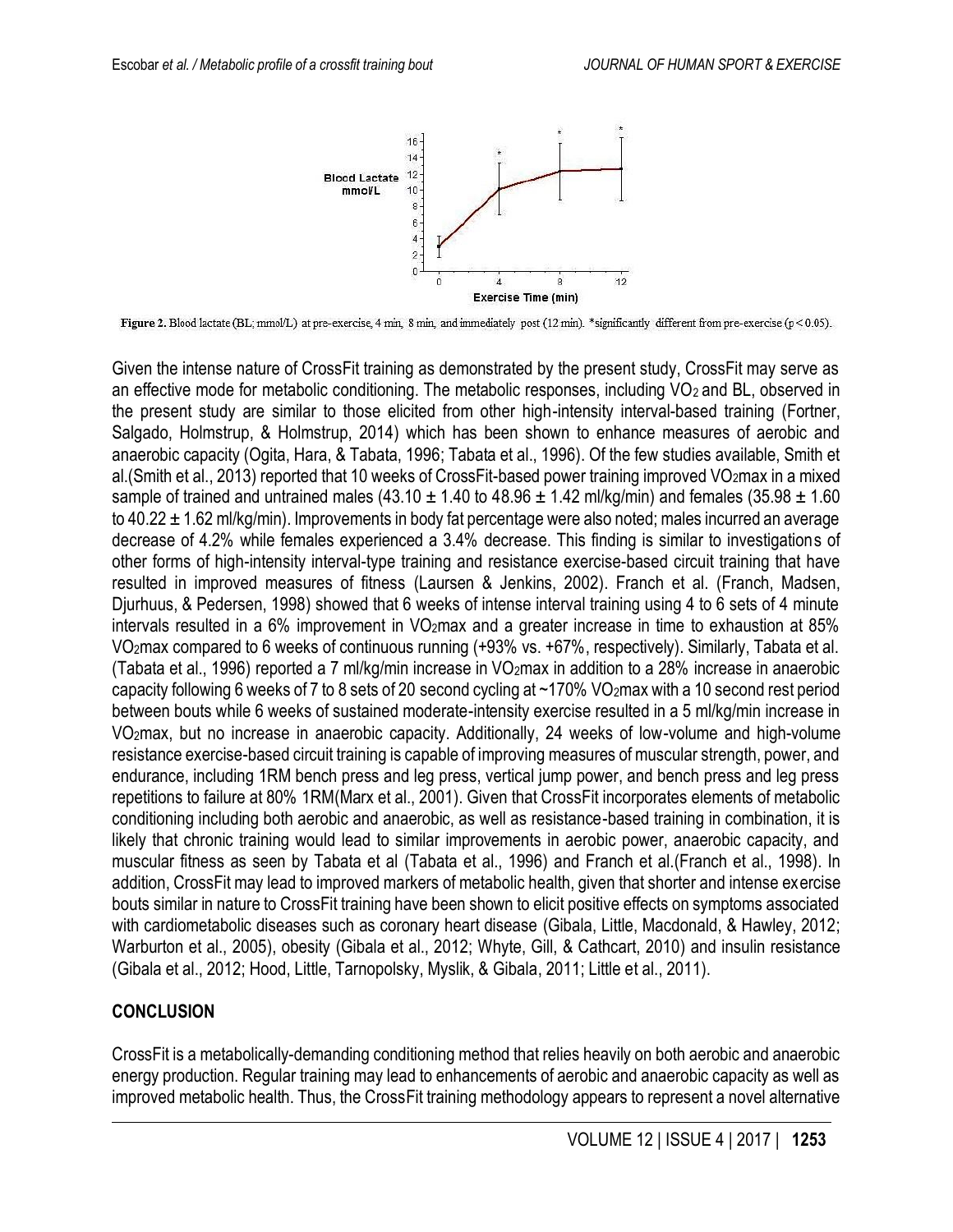Figure 2. Blood lactate (BL; mmol/L) at pre-exercise, 4 min, 8 min, and immediately post (12 min). *significantly different from pre-exercise ($p < 0.05$).

Given the intense nature of CrossFit training as demonstrated by the present study, CrossFit may serve as an effective mode for metabolic conditioning. The metabolic responses, including $VO_2$ and BL, observed in the present study are similar to those elicited from other high-intensity interval-based training (Fortner, Salgado, Holmstrup, & Holmstrup, 2014) which has been shown to enhance measures of aerobic and anaerobic capacity (Ogita, Hara, & Tabata, 1996; Tabata et al., 1996). Of the few studies available, Smith et al.(Smith et al., 2013) reported that 10 weeks of CrossFit-based power training improved $VO_2$max in a mixed sample of trained and untrained males (43.10 ± 1.40 to 48.96 ± 1.42 ml/kg/min) and females (35.98 ± 1.60 to 40.22 ± 1.62 ml/kg/min). Improvements in body fat percentage were also noted; males incurred an average decrease of 4.2% while females experienced a 3.4% decrease. This finding is similar to investigations of other forms of high-intensity interval-type training and resistance exercise-based circuit training that have resulted in improved measures of fitness (Laursen & Jenkins, 2002). Franch et al. (Franch, Madsen, Djurhuus, & Pedersen, 1998) showed that 6 weeks of intense interval training using 4 to 6 sets of 4 minute intervals resulted in a 6% improvement in $VO_2$max and a greater increase in time to exhaustion at 85% $VO_2$max compared to 6 weeks of continuous running (+93% vs. +67%, respectively). Similarly, Tabata et al. (Tabata et al., 1996) reported a 7 ml/kg/min increase in $VO_2$max in addition to a 28% increase in anaerobic capacity following 6 weeks of 7 to 8 sets of 20 second cycling at ~170% $VO_2$max with a 10 second rest period between bouts while 6 weeks of sustained moderate-intensity exercise resulted in a 5 ml/kg/min increase in $VO_2$max, but no increase in anaerobic capacity. Additionally, 24 weeks of low-volume and high-volume resistance exercise-based circuit training is capable of improving measures of muscular strength, power, and endurance, including 1RM bench press and leg press, vertical jump power, and bench press and leg press repetitions to failure at 80% 1RM(Marx et al., 2001). Given that CrossFit incorporates elements of metabolic conditioning including both aerobic and anaerobic, as well as resistance-based training in combination, it is likely that chronic training would lead to similar improvements in aerobic power, anaerobic capacity, and muscular fitness as seen by Tabata et al (Tabata et al., 1996) and Franch et al.(Franch et al., 1998). In addition, CrossFit may lead to improved markers of metabolic health, given that shorter and intense exercise bouts similar in nature to CrossFit training have been shown to elicit positive effects on symptoms associated with cardiometabolic diseases such as coronary heart disease (Gibala, Little, Macdonald, & Hawley, 2012; Warburton et al., 2005), obesity (Gibala et al., 2012; Whyte, Gill, & Cathcart, 2010) and insulin resistance (Gibala et al., 2012; Hood, Little, Tarnopolsky, Myslik, & Gibala, 2011; Little et al., 2011).

## CONCLUSION

CrossFit is a metabolically-demanding conditioning method that relies heavily on both aerobic and anaerobic energy production. Regular training may lead to enhancements of aerobic and anaerobic capacity as well as improved metabolic health. Thus, the CrossFit training methodology appears to represent a novel alternative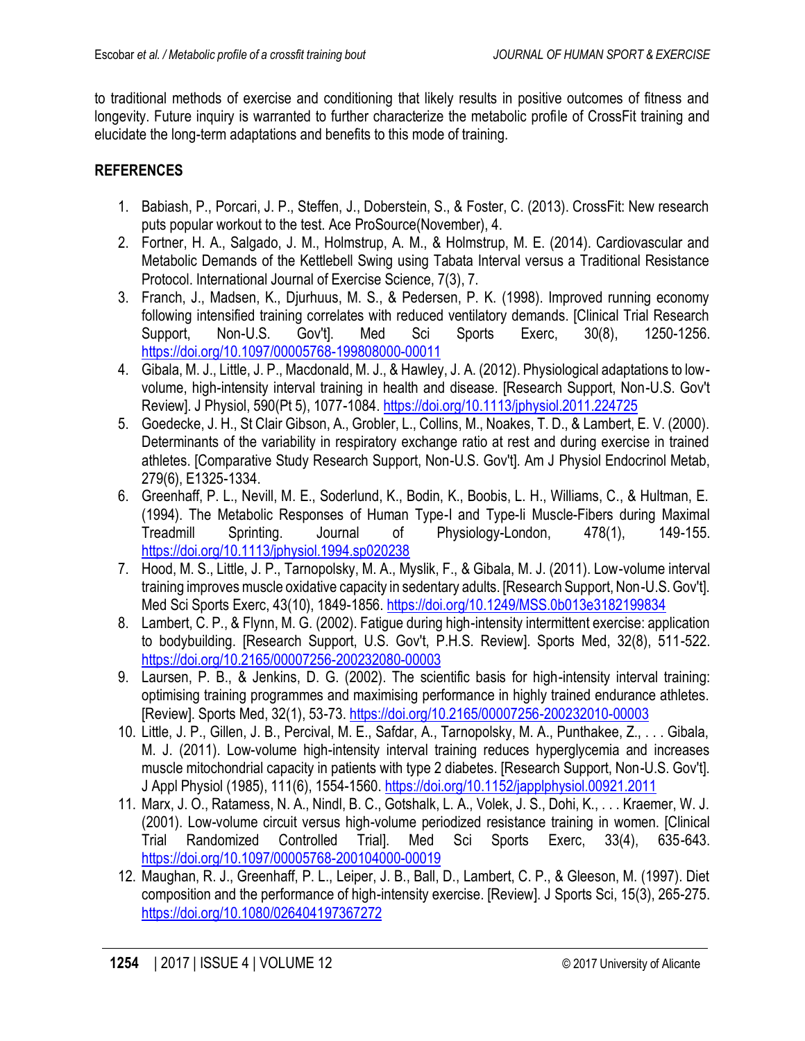to traditional methods of exercise and conditioning that likely results in positive outcomes of fitness and longevity. Future inquiry is warranted to further characterize the metabolic profile of CrossFit training and elucidate the long-term adaptations and benefits to this mode of training.

## REFERENCES

1. Babiash, P., Porcari, J. P., Steffen, J., Doberstein, S., & Foster, C. (2013). CrossFit: New research puts popular workout to the test. Ace ProSource(November), 4.
2. Fortner, H. A., Salgado, J. M., Holmstrup, A. M., & Holmstrup, M. E. (2014). Cardiovascular and Metabolic Demands of the Kettlebell Swing using Tabata Interval versus a Traditional Resistance Protocol. International Journal of Exercise Science, 7(3), 7.
3. Franch, J., Madsen, K., Djurhuus, M. S., & Pedersen, P. K. (1998). Improved running economy following intensified training correlates with reduced ventilatory demands. [Clinical Trial Research Support, Non-U.S. Gov't]. Med Sci Sports Exerc, 30(8), 1250-1256. https://doi.org/10.1097/00005768-199808000-00011
4. Gibala, M. J., Little, J. P., Macdonald, M. J., & Hawley, J. A. (2012). Physiological adaptations to low-volume, high-intensity interval training in health and disease. [Research Support, Non-U.S. Gov't Review]. J Physiol, 590(Pt 5), 1077-1084. https://doi.org/10.1113/jphysiol.2011.224725
5. Goedecke, J. H., St Clair Gibson, A., Grobler, L., Collins, M., Noakes, T. D., & Lambert, E. V. (2000). Determinants of the variability in respiratory exchange ratio at rest and during exercise in trained athletes. [Comparative Study Research Support, Non-U.S. Gov't]. Am J Physiol Endocrinol Metab, 279(6), E1325-1334.
6. Greenhaff, P. L., Nevill, M. E., Soderlund, K., Bodin, K., Boobis, L. H., Williams, C., & Hultman, E. (1994). The Metabolic Responses of Human Type-I and Type-Ii Muscle-Fibers during Maximal Treadmill Sprinting. Journal of Physiology-London, 478(1), 149-155. https://doi.org/10.1113/jphysiol.1994.sp020238
7. Hood, M. S., Little, J. P., Tarnopolsky, M. A., Myslik, F., & Gibala, M. J. (2011). Low-volume interval training improves muscle oxidative capacity in sedentary adults. [Research Support, Non-U.S. Gov't]. Med Sci Sports Exerc, 43(10), 1849-1856. https://doi.org/10.1249/MSS.0b013e3182199834
8. Lambert, C. P., & Flynn, M. G. (2002). Fatigue during high-intensity intermittent exercise: application to bodybuilding. [Research Support, U.S. Gov't, P.H.S. Review]. Sports Med, 32(8), 511-522. https://doi.org/10.2165/00007256-200232080-00003
9. Laursen, P. B., & Jenkins, D. G. (2002). The scientific basis for high-intensity interval training: optimising training programmes and maximising performance in highly trained endurance athletes. [Review]. Sports Med, 32(1), 53-73. https://doi.org/10.2165/00007256-200232010-00003
10. Little, J. P., Gillen, J. B., Percival, M. E., Safdar, A., Tarnopolsky, M. A., Punthakee, Z., . . . Gibala, M. J. (2011). Low-volume high-intensity interval training reduces hyperglycemia and increases muscle mitochondrial capacity in patients with type 2 diabetes. [Research Support, Non-U.S. Gov't]. J Appl Physiol (1985), 111(6), 1554-1560. https://doi.org/10.1152/japplphysiol.00921.2011
11. Marx, J. O., Ratamess, N. A., Nindl, B. C., Gotshalk, L. A., Volek, J. S., Dohi, K., . . . Kraemer, W. J. (2001). Low-volume circuit versus high-volume periodized resistance training in women. [Clinical Trial Randomized Controlled Trial]. Med Sci Sports Exerc, 33(4), 635-643. https://doi.org/10.1097/00005768-200104000-00019
12. Maughan, R. J., Greenhaff, P. L., Leiper, J. B., Ball, D., Lambert, C. P., & Gleeson, M. (1997). Diet composition and the performance of high-intensity exercise. [Review]. J Sports Sci, 15(3), 265-275. https://doi.org/10.1080/026404197367272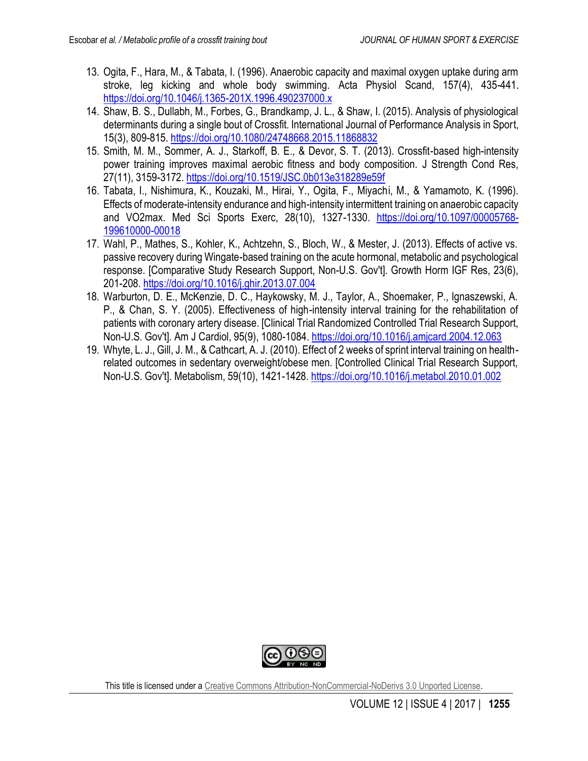13. Ogita, F., Hara, M., & Tabata, I. (1996). Anaerobic capacity and maximal oxygen uptake during arm stroke, leg kicking and whole body swimming. Acta Physiol Scand, 157(4), 435-441. https://doi.org/10.1046/j.1365-201X.1996.490237000.x
14. Shaw, B. S., Dullabh, M., Forbes, G., Brandkamp, J. L., & Shaw, I. (2015). Analysis of physiological determinants during a single bout of Crossfit. International Journal of Performance Analysis in Sport, 15(3), 809-815. https://doi.org/10.1080/24748668.2015.11868832
15. Smith, M. M., Sommer, A. J., Starkoff, B. E., & Devor, S. T. (2013). Crossfit-based high-intensity power training improves maximal aerobic fitness and body composition. J Strength Cond Res, 27(11), 3159-3172. https://doi.org/10.1519/JSC.0b013e318289e59f
16. Tabata, I., Nishimura, K., Kouzaki, M., Hirai, Y., Ogita, F., Miyachi, M., & Yamamoto, K. (1996). Effects of moderate-intensity endurance and high-intensity intermittent training on anaerobic capacity and VO2max. Med Sci Sports Exerc, 28(10), 1327-1330. https://doi.org/10.1097/00005768-199610000-00018
17. Wahl, P., Mathes, S., Kohler, K., Achtzehn, S., Bloch, W., & Mester, J. (2013). Effects of active vs. passive recovery during Wingate-based training on the acute hormonal, metabolic and psychological response. [Comparative Study Research Support, Non-U.S. Gov't]. Growth Horm IGF Res, 23(6), 201-208. https://doi.org/10.1016/j.ghir.2013.07.004
18. Warburton, D. E., McKenzie, D. C., Haykowsky, M. J., Taylor, A., Shoemaker, P., Ignaszewski, A. P., & Chan, S. Y. (2005). Effectiveness of high-intensity interval training for the rehabilitation of patients with coronary artery disease. [Clinical Trial Randomized Controlled Trial Research Support, Non-U.S. Gov't]. Am J Cardiol, 95(9), 1080-1084. https://doi.org/10.1016/j.amjcard.2004.12.063
19. Whyte, L. J., Gill, J. M., & Cathcart, A. J. (2010). Effect of 2 weeks of sprint interval training on health-related outcomes in sedentary overweight/obese men. [Controlled Clinical Trial Research Support, Non-U.S. Gov't]. Metabolism, 59(10), 1421-1428. https://doi.org/10.1016/j.metabol.2010.01.002

This title is licensed under a Creative Commons Attribution-NonCommercial-NoDerivs 3.0 Unported License.